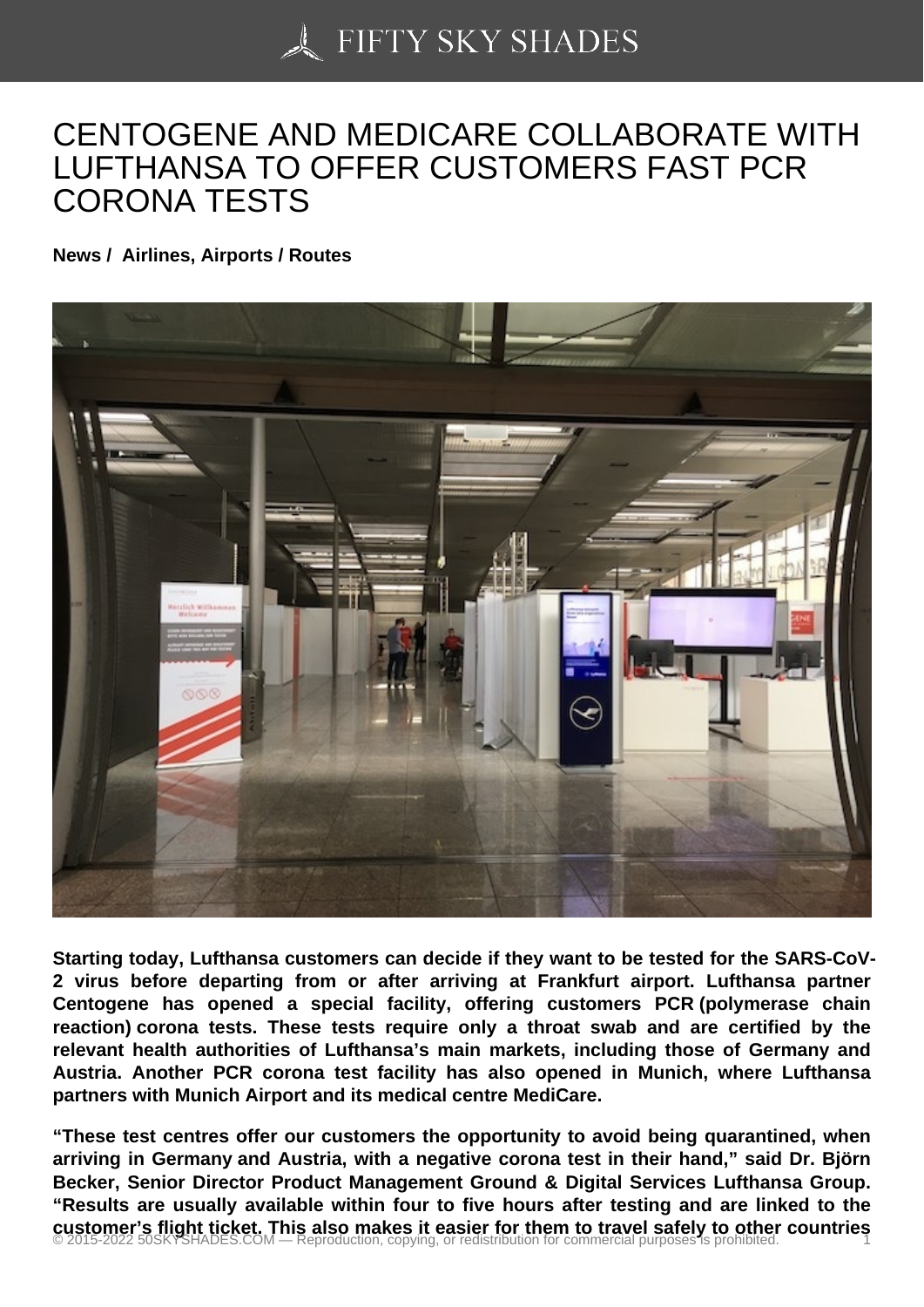# CENTOGENE AND MEDICARE COLLABORATE WITH LUFTHANSA TO OFFER CUSTOMERS FAST PCR CORONA TESTS

**News / Airlines, Airports / Routes**

**Starting today, Lufthansa customers can decide if they want to be tested for the SARS-CoV-2 virus before departing from or after arriving at Frankfurt airport. Lufthansa partner Centogene has opened a special facility, offering customers PCR (polymerase chain reaction) corona tests. These tests require only a throat swab and are certified by the relevant health authorities of Lufthansa's main markets, including those of Germany and Austria. Another PCR corona test facility has also opened in Munich, where Lufthansa partners with Munich Airport and its medical centre MediCare.**

**"These test centres offer our customers the opportunity to avoid being quarantined, when arriving in Germany and Austria, with a negative corona test in their hand," said Dr. Björn Becker, Senior Director Product Management Ground & Digital Services Lufthansa Group. "Results are usually available within four to five hours after testing and are linked to the customer's flight ticket. This also makes it easier for them to travel safely to other countries**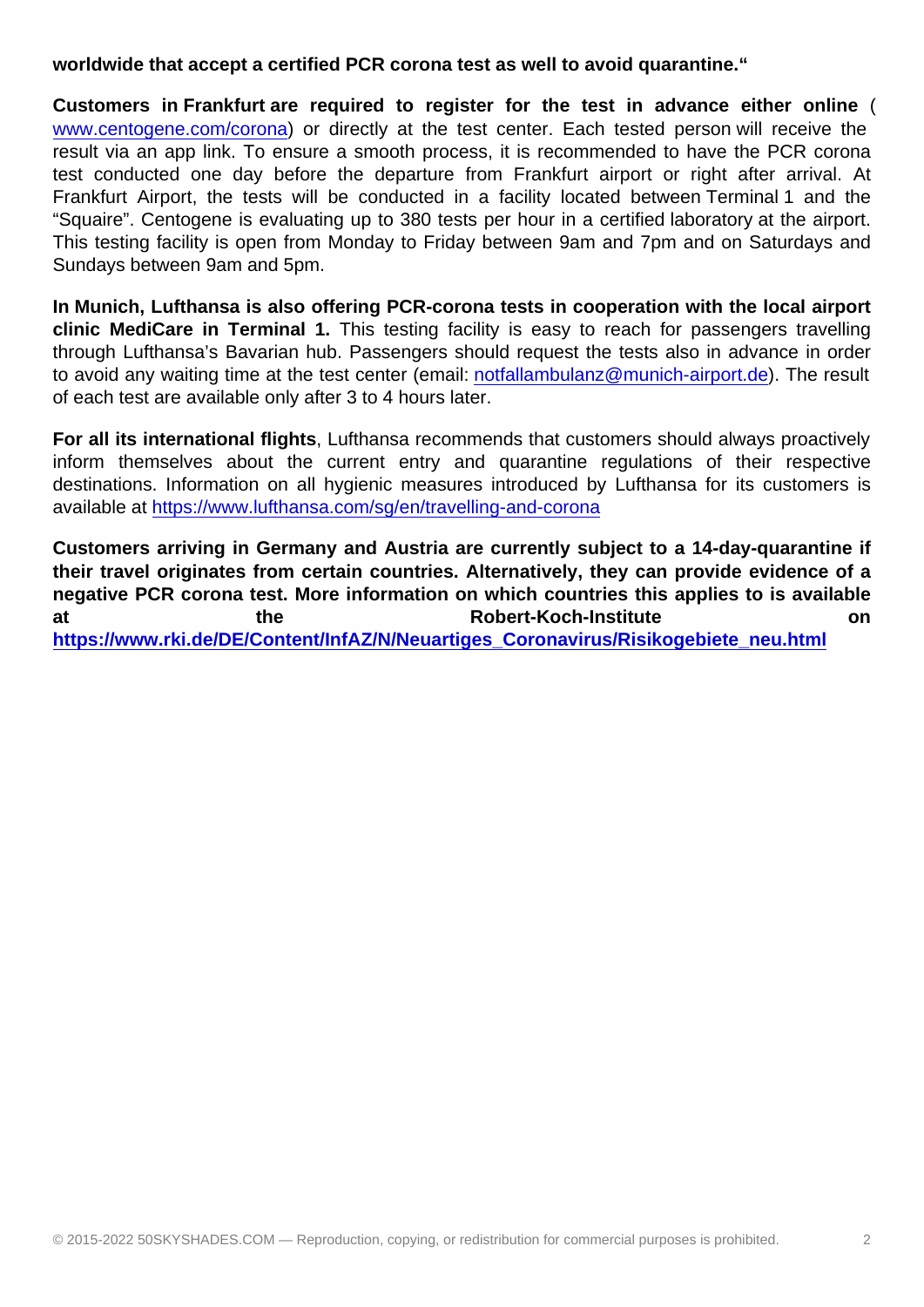**worldwide that accept a certified PCR corona test as well to avoid quarantine.“**

**Customers in Frankfurt are required to register for the test in advance either online** ( www.centogene.com/corona) or directly at the test center. Each tested person will receive the result via an app link. To ensure a smooth process, it is recommended to have the PCR corona test conducted one day before the departure from Frankfurt airport or right after arrival. At Frankfurt Airport, the tests will be conducted in a facility located between Terminal 1 and the “Squaire”. Centogene is evaluating up to 380 tests per hour in a certified laboratory at the airport. This testing facility is open from Monday to Friday between 9am and 7pm and on Saturdays and Sundays between 9am and 5pm.

**In Munich, Lufthansa is also offering PCR-corona tests in cooperation with the local airport clinic MediCare in Terminal 1.** This testing facility is easy to reach for passengers travelling through Lufthansa’s Bavarian hub. Passengers should request the tests also in advance in order to avoid any waiting time at the test center (email: notfallambulanz@munich-airport.de). The result of each test are available only after 3 to 4 hours later.

**For all its international flights**, Lufthansa recommends that customers should always proactively inform themselves about the current entry and quarantine regulations of their respective destinations. Information on all hygienic measures introduced by Lufthansa for its customers is available at https://www.lufthansa.com/sg/en/travelling-and-corona

**Customers arriving in Germany and Austria are currently subject to a 14-day-quarantine if their travel originates from certain countries. Alternatively, they can provide evidence of a negative PCR corona test. More information on which countries this applies to is available at the Robert-Koch-Institute on https://www.rki.de/DE/Content/InfAZ/N/Neuartiges_Coronavirus/Risikogebiete_neu.html**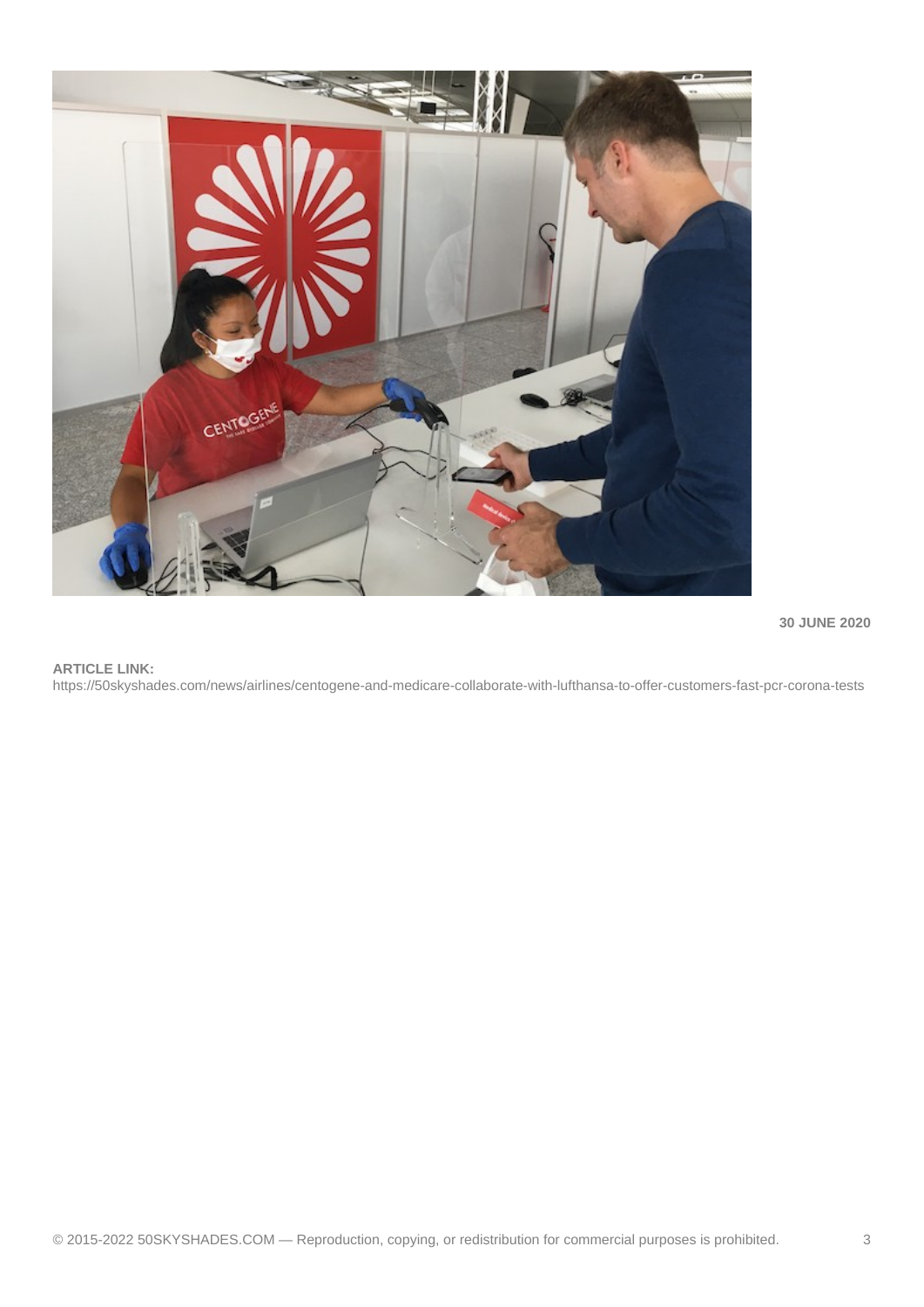**30 JUNE 2020**

**ARTICLE LINK:**
https://50skyshades.com/news/airlines/centogene-and-medicare-collaborate-with-lufthansa-to-offer-customers-fast-pcr-corona-tests

© 2015-2022 50SKYSHADES.COM — Reproduction, copying, or redistribution for commercial purposes is prohibited.